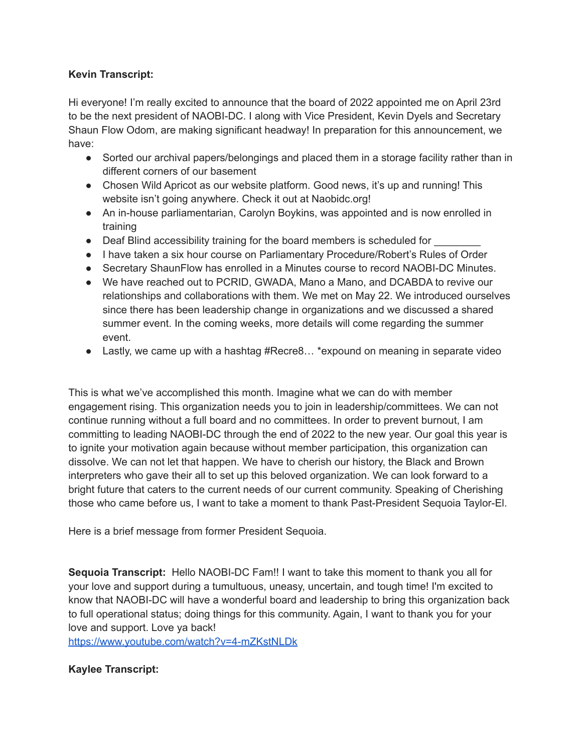**Kevin Transcript:**

Hi everyone! I'm really excited to announce that the board of 2022 appointed me on April 23rd to be the next president of NAOBI-DC. I along with Vice President, Kevin Dyels and Secretary Shaun Flow Odom, are making significant headway! In preparation for this announcement, we have:

- Sorted our archival papers/belongings and placed them in a storage facility rather than in different corners of our basement
- Chosen Wild Apricot as our website platform. Good news, it's up and running! This website isn't going anywhere. Check it out at Naobidc.org!
- An in-house parliamentarian, Carolyn Boykins, was appointed and is now enrolled in training
- Deaf Blind accessibility training for the board members is scheduled for ________
- I have taken a six hour course on Parliamentary Procedure/Robert's Rules of Order
- Secretary ShaunFlow has enrolled in a Minutes course to record NAOBI-DC Minutes.
- We have reached out to PCRID, GWADA, Mano a Mano, and DCABDA to revive our relationships and collaborations with them. We met on May 22. We introduced ourselves since there has been leadership change in organizations and we discussed a shared summer event. In the coming weeks, more details will come regarding the summer event.
- Lastly, we came up with a hashtag #Recre8… *expound on meaning in separate video

This is what we've accomplished this month. Imagine what we can do with member engagement rising. This organization needs you to join in leadership/committees. We can not continue running without a full board and no committees. In order to prevent burnout, I am committing to leading NAOBI-DC through the end of 2022 to the new year. Our goal this year is to ignite your motivation again because without member participation, this organization can dissolve. We can not let that happen. We have to cherish our history, the Black and Brown interpreters who gave their all to set up this beloved organization. We can look forward to a bright future that caters to the current needs of our current community. Speaking of Cherishing those who came before us, I want to take a moment to thank Past-President Sequoia Taylor-El.

Here is a brief message from former President Sequoia.

**Sequoia Transcript:** Hello NAOBI-DC Fam!! I want to take this moment to thank you all for your love and support during a tumultuous, uneasy, uncertain, and tough time! I'm excited to know that NAOBI-DC will have a wonderful board and leadership to bring this organization back to full operational status; doing things for this community. Again, I want to thank you for your love and support. Love ya back!
https://www.youtube.com/watch?v=4-mZKstNLDk

**Kaylee Transcript:**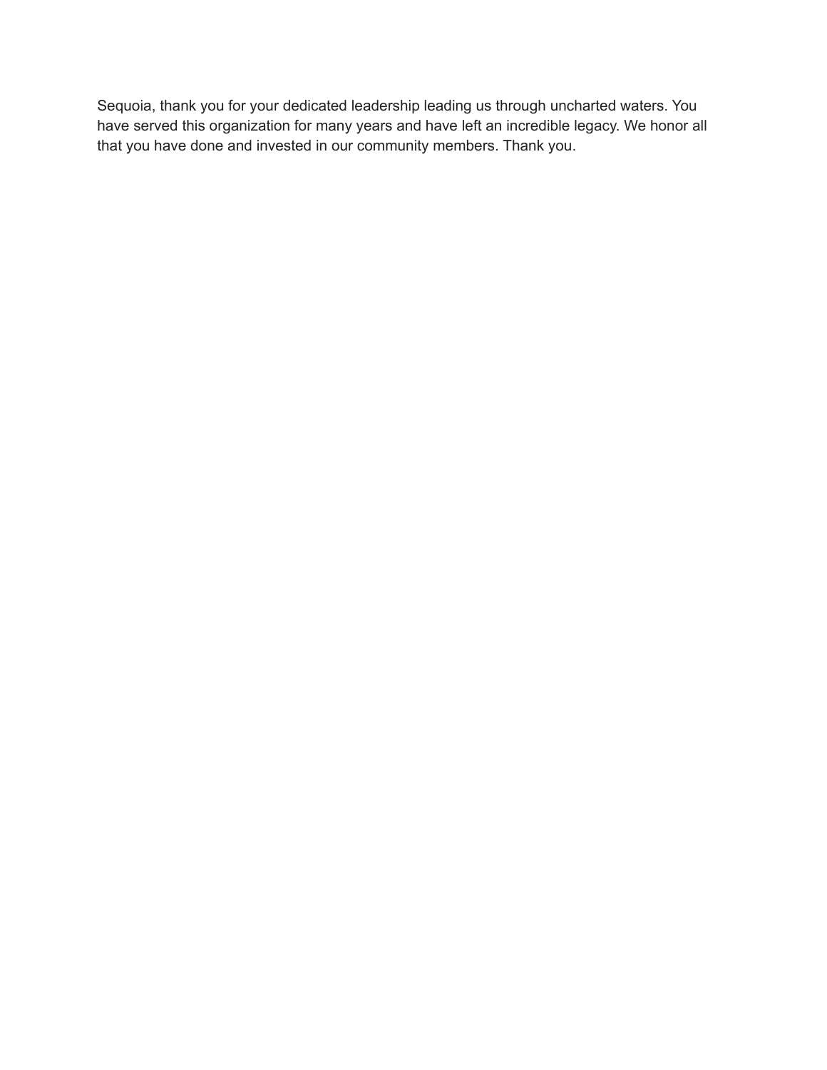Sequoia, thank you for your dedicated leadership leading us through uncharted waters. You have served this organization for many years and have left an incredible legacy. We honor all that you have done and invested in our community members. Thank you.